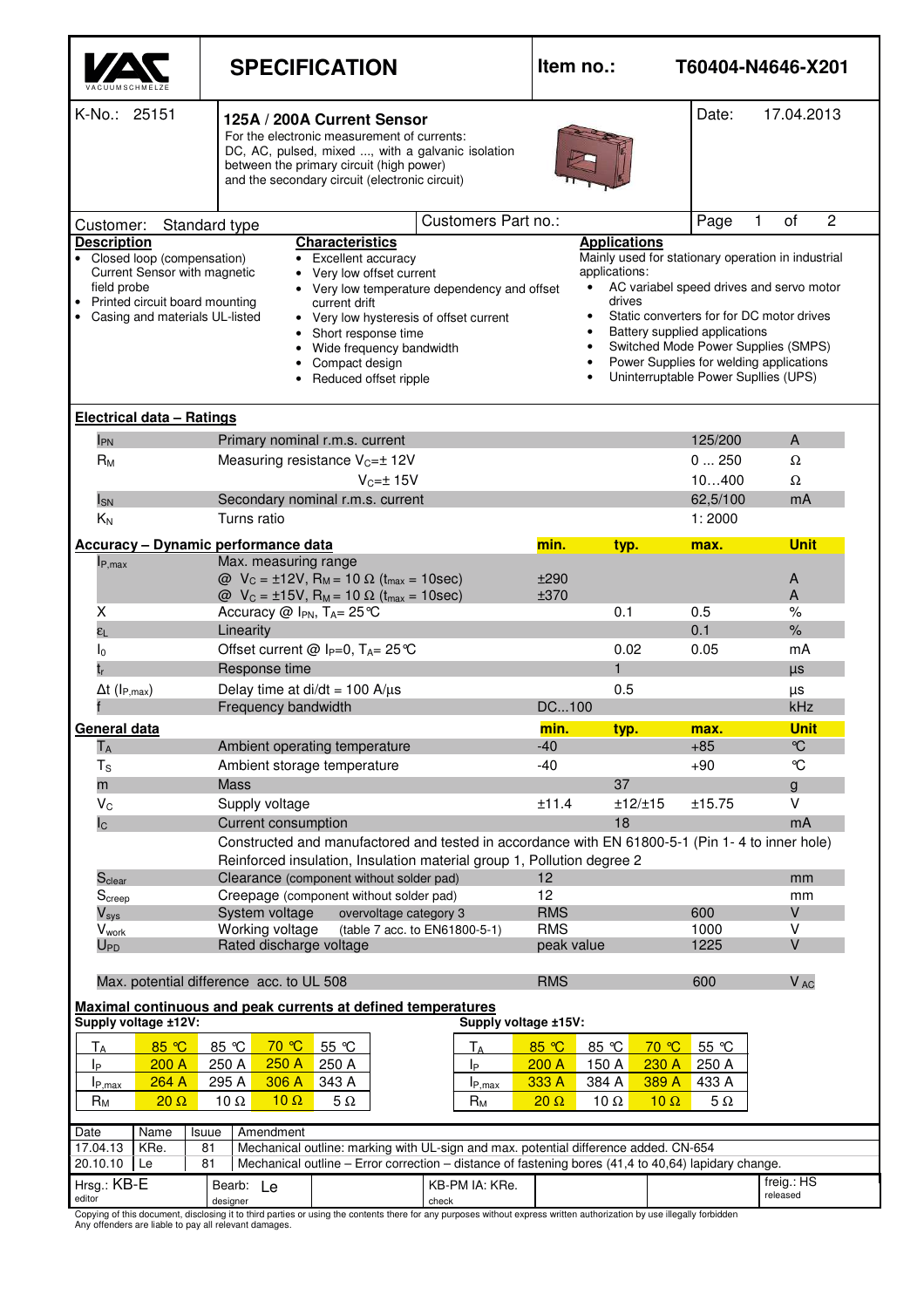# SPECIFICATION

**Item no.:** T60404-N4646-X201

K-No.: 25151

**125A / 200A Current Sensor**

For the electronic measurement of currents: DC, AC, pulsed, mixed ..., with a galvanic isolation between the primary circuit (high power) and the secondary circuit (electronic circuit)

Date: 17.04.2013

Customer: Standard type

Customers Part no.:

## Description

- Closed loop (compensation) Current Sensor with magnetic field probe
- Printed circuit board mounting
- Casing and materials UL-listed

## Characteristics

- Excellent accuracy
- Very low offset current
- Very low temperature dependency and offset current drift
- Very low hysteresis of offset current
- Short response time
- Wide frequency bandwidth
- Compact design
- Reduced offset ripple

## Applications

Mainly used for stationary operation in industrial applications:

- AC variabel speed drives and servo motor drives
- Static converters for for DC motor drives
- Battery supplied applications
- Switched Mode Power Supplies (SMPS)
- Power Supplies for welding applications
- Uninterruptable Power Supllies (UPS)

## Electrical data – Ratings

| | | | |
|---|---|---|---|
| $I_{PN}$ | Primary nominal r.m.s. current | 125/200 | A |
| $R_M$ | Measuring resistance $V_C$=± 12V | 0 ... 250 | Ω |
| | $V_C$=± 15V | 10…400 | Ω |
| $I_{SN}$ | Secondary nominal r.m.s. current | 62,5/100 | mA |
| $K_N$ | Turns ratio | 1: 2000 | |

## Accuracy – Dynamic performance data

| | | min. | typ. | max. | Unit |
|---|---|---|---|---|---|
| $I_{P,max}$ | Max. measuring range | | | | |
| | @ $V_C$ = ±12V, $R_M$ = 10 Ω ($t_{max}$ = 10sec) | ±290 | | | A |
| | @ $V_C$ = ±15V, $R_M$ = 10 Ω ($t_{max}$ = 10sec) | ±370 | | | A |
| X | Accuracy @ $I_{PN}$, $T_A$= 25°C | | 0.1 | 0.5 | % |
| $\varepsilon_L$ | Linearity | | | 0.1 | % |
| $I_0$ | Offset current @ $I_P$=0, $T_A$= 25°C | | 0.02 | 0.05 | mA |
| $t_r$ | Response time | | 1 | | µs |
| Δt ($I_{P,max}$) | Delay time at di/dt = 100 A/µs | | 0.5 | | µs |
| f | Frequency bandwidth | DC...100 | | | kHz |

## General data

| | | min. | typ. | max. | Unit |
|---|---|---|---|---|---|
| $T_A$ | Ambient operating temperature | -40 | | +85 | °C |
| $T_S$ | Ambient storage temperature | -40 | | +90 | °C |
| m | Mass | | 37 | | g |
| $V_C$ | Supply voltage | ±11.4 | ±12/±15 | ±15.75 | V |
| $I_C$ | Current consumption | | 18 | | mA |

Constructed and manufactored and tested in accordance with EN 61800-5-1 (Pin 1- 4 to inner hole)
Reinforced insulation, Insulation material group 1, Pollution degree 2

| | | min. | | max. | Unit |
|---|---|---|---|---|---|
| $S_{clear}$ | Clearance (component without solder pad) | 12 | | | mm |
| $S_{creep}$ | Creepage (component without solder pad) | 12 | | | mm |
| $V_{sys}$ | System voltage overvoltage category 3 | RMS | | 600 | V |
| $V_{work}$ | Working voltage (table 7 acc. to EN61800-5-1) | RMS | | 1000 | V |
| $U_{PD}$ | Rated discharge voltage | peak value | | 1225 | V |
| | Max. potential difference acc. to UL 508 | RMS | | 600 | $V_{AC}$ |

## Maximal continuous and peak currents at defined temperatures

**Supply voltage ±12V:**

| $T_A$ | 85 °C | 85 °C | 70 °C | 55 °C |
|---|---|---|---|---|
| $I_P$ | 200 A | 250 A | 250 A | 250 A |
| $I_{P,max}$ | 264 A | 295 A | 306 A | 343 A |
| $R_M$ | 20 Ω | 10 Ω | 10 Ω | 5 Ω |

**Supply voltage ±15V:**

| $T_A$ | 85 °C | 85 °C | 70 °C | 55 °C |
|---|---|---|---|---|
| $I_P$ | 200 A | 150 A | 230 A | 250 A |
| $I_{P,max}$ | 333 A | 384 A | 389 A | 433 A |
| $R_M$ | 20 Ω | 10 Ω | 10 Ω | 5 Ω |

| Date | Name | Issue | Amendment |
|---|---|---|---|
| 17.04.13 | KRe. | 81 | Mechanical outline: marking with UL-sign and max. potential difference added. CN-654 |
| 20.10.10 | Le | 81 | Mechanical outline – Error correction – distance of fastening bores (41,4 to 40,64) lapidary change. |

| Hrsg.: KB-E (editor) | Bearb: Le (designer) | KB-PM IA: KRe. (check) | freig.: HS (released) |
|---|---|---|---|

Copying of this document, disclosing it to third parties or using the contents there for any purposes without express written authorization by use illegally forbidden
Any offenders are liable to pay all relevant damages.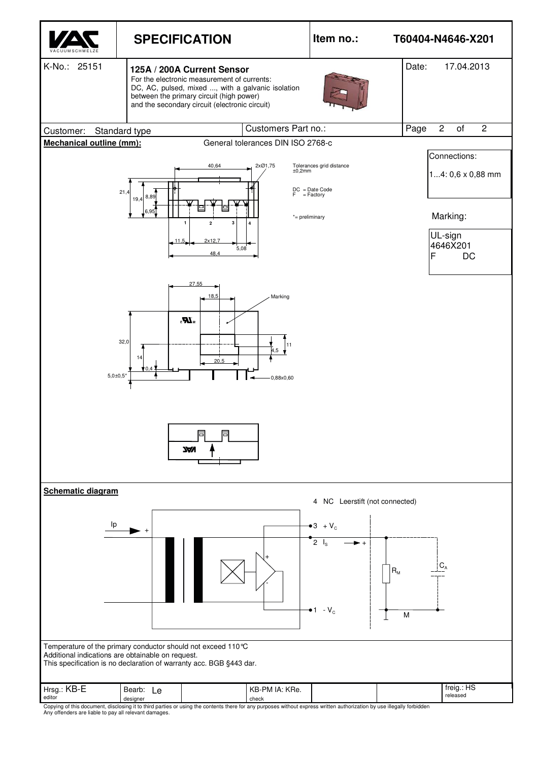# SPECIFICATION

**Item no.:** T60404-N4646-X201

| K-No.: 25151 | **125A / 200A Current Sensor** For the electronic measurement of currents: DC, AC, pulsed, mixed ..., with a galvanic isolation between the primary circuit (high power) and the secondary circuit (electronic circuit) | Date: 17.04.2013 |
|---|---|---|
| Customer: Standard type | Customers Part no.: | |

## Mechanical outline (mm):

General tolerances DIN ISO 2768-c

Tolerances grid distance ±0,2mm

DC = Date Code
F = Factory

*= preliminary

**Connections:**

1...4: 0,6 x 0,88 mm

**Marking:**

UL-sign
4646X201
F DC

## Schematic diagram

4 NC Leerstift (not connected)

3 + $V_C$

2 $I_S$

1 - $V_C$

Temperature of the primary conductor should not exceed 110°C
Additional indications are obtainable on request.
This specification is no declaration of warranty acc. BGB §443 dar.

| Hrsg.: KB-E editor | Bearb: Le designer | | KB-PM IA: KRe. check | | | freig.: HS released |
|---|---|---|---|---|---|---|

Copying of this document, disclosing it to third parties or using the contents there for any purposes without express written authorization by use illegally forbidden
Any offenders are liable to pay all relevant damages.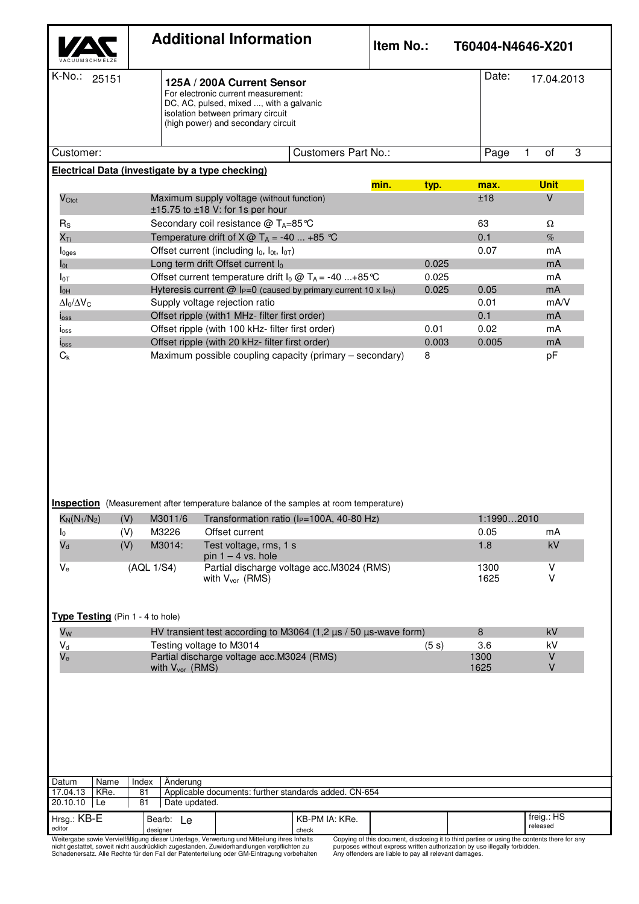# Additional Information

**Item No.:** T60404-N4646-X201

| K-No.: 25151 | **125A / 200A Current Sensor** For electronic current measurement: DC, AC, pulsed, mixed ..., with a galvanic isolation between primary circuit (high power) and secondary circuit | Date: 17.04.2013 |
|---|---|---|
| Customer: | Customers Part No.: | |

## Electrical Data (investigate by a type checking)

| | | min. | typ. | max. | Unit |
|---|---|---|---|---|---|
| $V_{Ctot}$ | Maximum supply voltage (without function) ±15.75 to ±18 V: for 1s per hour | | | ±18 | V |
| $R_S$ | Secondary coil resistance @ $T_A$=85°C | | | 63 | Ω |
| $X_{Ti}$ | Temperature drift of X @ $T_A$ = -40 ... +85 °C | | | 0.1 | % |
| $I_{0ges}$ | Offset current (including $I_0$, $I_{0t}$, $I_{0T}$) | | | 0.07 | mA |
| $I_{0t}$ | Long term drift Offset current $I_0$ | | 0.025 | | mA |
| $I_{0T}$ | Offset current temperature drift $I_0$ @ $T_A$ = -40 ...+85°C | | 0.025 | | mA |
| $I_{0H}$ | Hyteresis current @ $I_P$=0 (caused by primary current 10 x $I_{PN}$) | | 0.025 | 0.05 | mA |
| $\Delta I_0/\Delta V_C$ | Supply voltage rejection ratio | | | 0.01 | mA/V |
| $i_{oss}$ | Offset ripple (with1 MHz- filter first order) | | | 0.1 | mA |
| $i_{oss}$ | Offset ripple (with 100 kHz- filter first order) | | 0.01 | 0.02 | mA |
| $i_{oss}$ | Offset ripple (with 20 kHz- filter first order) | | 0.003 | 0.005 | mA |
| $C_k$ | Maximum possible coupling capacity (primary – secondary) | | 8 | | pF |

**Inspection** (Measurement after temperature balance of the samples at room temperature)

| | | | | | |
|---|---|---|---|---|---|
| $K_N(N_1/N_2)$ | (V) | M3011/6 | Transformation ratio ($I_P$=100A, 40-80 Hz) | 1:1990…2010 | |
| $I_0$ | (V) | M3226 | Offset current | 0.05 | mA |
| $V_d$ | (V) | M3014: | Test voltage, rms, 1 s pin 1 – 4 vs. hole | 1.8 | kV |
| $V_e$ | (AQL 1/S4) | | Partial discharge voltage acc.M3024 (RMS) with $V_{vor}$ (RMS) | 1300<br>1625 | V<br>V |

**Type Testing** (Pin 1 - 4 to hole)

| | | typ. | max. | Unit |
|---|---|---|---|---|
| $V_W$ | HV transient test according to M3064 (1,2 µs / 50 µs-wave form) | | 8 | kV |
| $V_d$ | Testing voltage to M3014 | (5 s) | 3.6 | kV |
| $V_e$ | Partial discharge voltage acc.M3024 (RMS) with $V_{vor}$ (RMS) | | 1300<br>1625 | V<br>V |

| Datum | Name | Index | Änderung |
|---|---|---|---|
| 17.04.13 | KRe. | 81 | Applicable documents: further standards added. CN-654 |
| 20.10.10 | Le | 81 | Date updated. |

| Hrsg.: KB-E editor | Bearb: Le designer | KB-PM IA: KRe. check | freig.: HS released |
|---|---|---|---|

Weitergabe sowie Vervielfältigung dieser Unterlage, Verwertung und Mitteilung ihres Inhalts nicht gestattet, soweit nicht ausdrücklich zugestanden. Zuwiderhandlungen verpflichten zu Schadenersatz. Alle Rechte für den Fall der Patenterteilung oder GM-Eintragung vorbehalten

Copying of this document, disclosing it to third parties or using the contents there for any purposes without express written authorization by use illegally forbidden. Any offenders are liable to pay all relevant damages.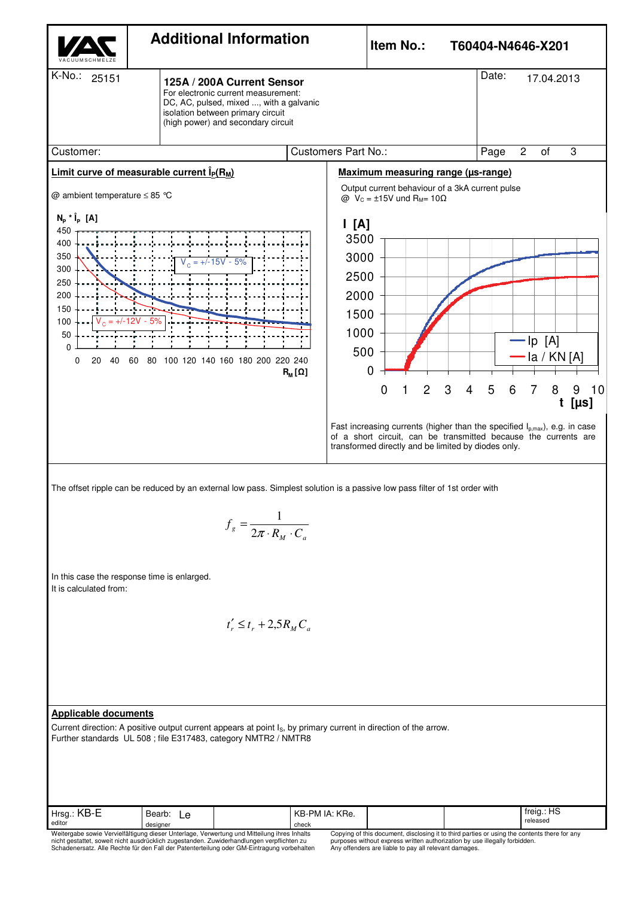# Additional Information

**Item No.:** T60404-N4646-X201

| K-No.: 25151 | **125A / 200A Current Sensor** For electronic current measurement: DC, AC, pulsed, mixed ..., with a galvanic isolation between primary circuit (high power) and secondary circuit | Date: 17.04.2013 |
|---|---|---|
| Customer: | Customers Part No.: | |

## Limit curve of measurable current $\hat{I}_P(R_M)$

@ ambient temperature ≤ 85 °C

$N_P * \hat{I}_P$ [A]

$V_C$ = +/-15V - 5%

$V_C$ = +/-12V - 5%

$R_M$ [Ω]

## Maximum measuring range (µs-range)

Output current behaviour of a 3kA current pulse
@ $V_C$ = ±15V und $R_M$= 10Ω

I [A]

Ip [A]
Ia / KN [A]

t [µs]

Fast increasing currents (higher than the specified $I_{p,max}$), e.g. in case of a short circuit, can be transmitted because the currents are transformed directly and be limited by diodes only.

The offset ripple can be reduced by an external low pass. Simplest solution is a passive low pass filter of 1st order with

$$f_g = \frac{1}{2\pi \cdot R_M \cdot C_a}$$

In this case the response time is enlarged.
It is calculated from:

$$t_r' \leq t_r + 2{,}5 R_M C_a$$

## Applicable documents

Current direction: A positive output current appears at point $I_S$, by primary current in direction of the arrow.
Further standards UL 508 ; file E317483, category NMTR2 / NMTR8

| Hrsg.: KB-E editor | Bearb: Le designer | KB-PM IA: KRe. check | freig.: HS released |
|---|---|---|---|

Weitergabe sowie Vervielfältigung dieser Unterlage, Verwertung und Mitteilung ihres Inhalts nicht gestattet, soweit nicht ausdrücklich zugestanden. Zuwiderhandlungen verpflichten zu Schadenersatz. Alle Rechte für den Fall der Patenterteilung oder GM-Eintragung vorbehalten

Copying of this document, disclosing it to third parties or using the contents there for any purposes without express written authorization by use illegally forbidden. Any offenders are liable to pay all relevant damages.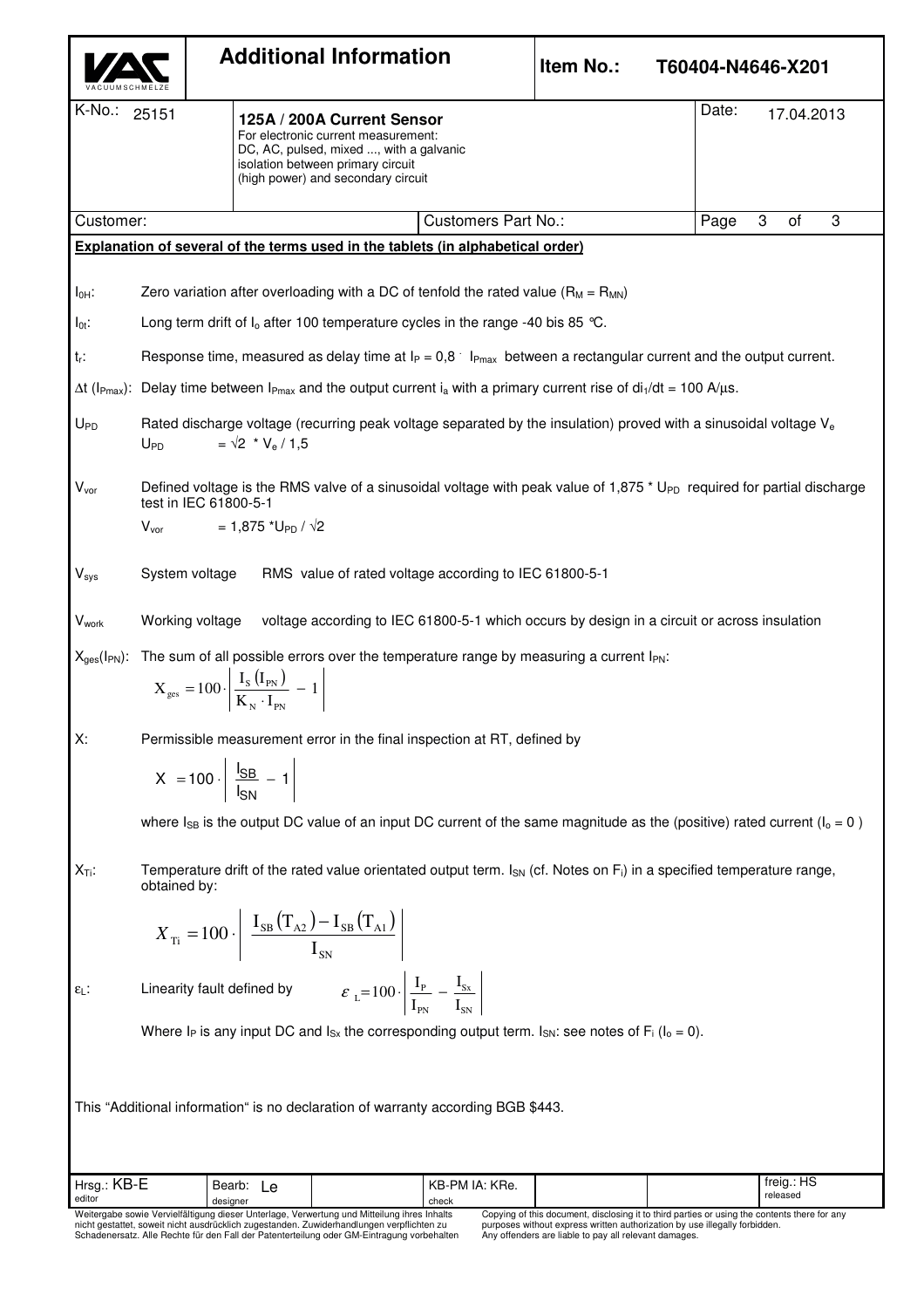**Explanation of several of the terms used in the tablets (in alphabetical order)**

$I_{0H}$: Zero variation after overloading with a DC of tenfold the rated value ($R_M = R_{MN}$)

$I_{0t}$: Long term drift of $I_o$ after 100 temperature cycles in the range -40 bis 85 °C.

$t_r$: Response time, measured as delay time at $I_P = 0{,}8 \cdot I_{Pmax}$ between a rectangular current and the output current.

$\Delta t\ (I_{Pmax})$: Delay time between $I_{Pmax}$ and the output current $i_a$ with a primary current rise of $di_1/dt = 100$ A/µs.

$U_{PD}$: Rated discharge voltage (recurring peak voltage separated by the insulation) proved with a sinusoidal voltage $V_e$

$U_{PD} = \sqrt{2} * V_e / 1{,}5$

$V_{vor}$: Defined voltage is the RMS valve of a sinusoidal voltage with peak value of 1,875 * $U_{PD}$ required for partial discharge test in IEC 61800-5-1

$V_{vor} = 1{,}875 * U_{PD} / \sqrt{2}$

$V_{sys}$: System voltage RMS value of rated voltage according to IEC 61800-5-1

$V_{work}$: Working voltage voltage according to IEC 61800-5-1 which occurs by design in a circuit or across insulation

$X_{ges}(I_{PN})$: The sum of all possible errors over the temperature range by measuring a current $I_{PN}$:

$$X_{ges} = 100 \cdot \left| \frac{I_S(I_{PN})}{K_N \cdot I_{PN}} - 1 \right|$$

X: Permissible measurement error in the final inspection at RT, defined by

$$X = 100 \cdot \left| \frac{I_{SB}}{I_{SN}} - 1 \right|$$

where $I_{SB}$ is the output DC value of an input DC current of the same magnitude as the (positive) rated current ($I_o = 0$ )

$X_{Ti}$: Temperature drift of the rated value orientated output term. $I_{SN}$ (cf. Notes on $F_i$) in a specified temperature range, obtained by:

$$X_{Ti} = 100 \cdot \left| \frac{I_{SB}(T_{A2}) - I_{SB}(T_{A1})}{I_{SN}} \right|$$

$\varepsilon_L$: Linearity fault defined by $\varepsilon_L = 100 \cdot \left| \frac{I_P}{I_{PN}} - \frac{I_{Sx}}{I_{SN}} \right|$

Where $I_P$ is any input DC and $I_{Sx}$ the corresponding output term. $I_{SN}$: see notes of $F_i$ ($I_o = 0$).

This "Additional information" is no declaration of warranty according BGB $443.